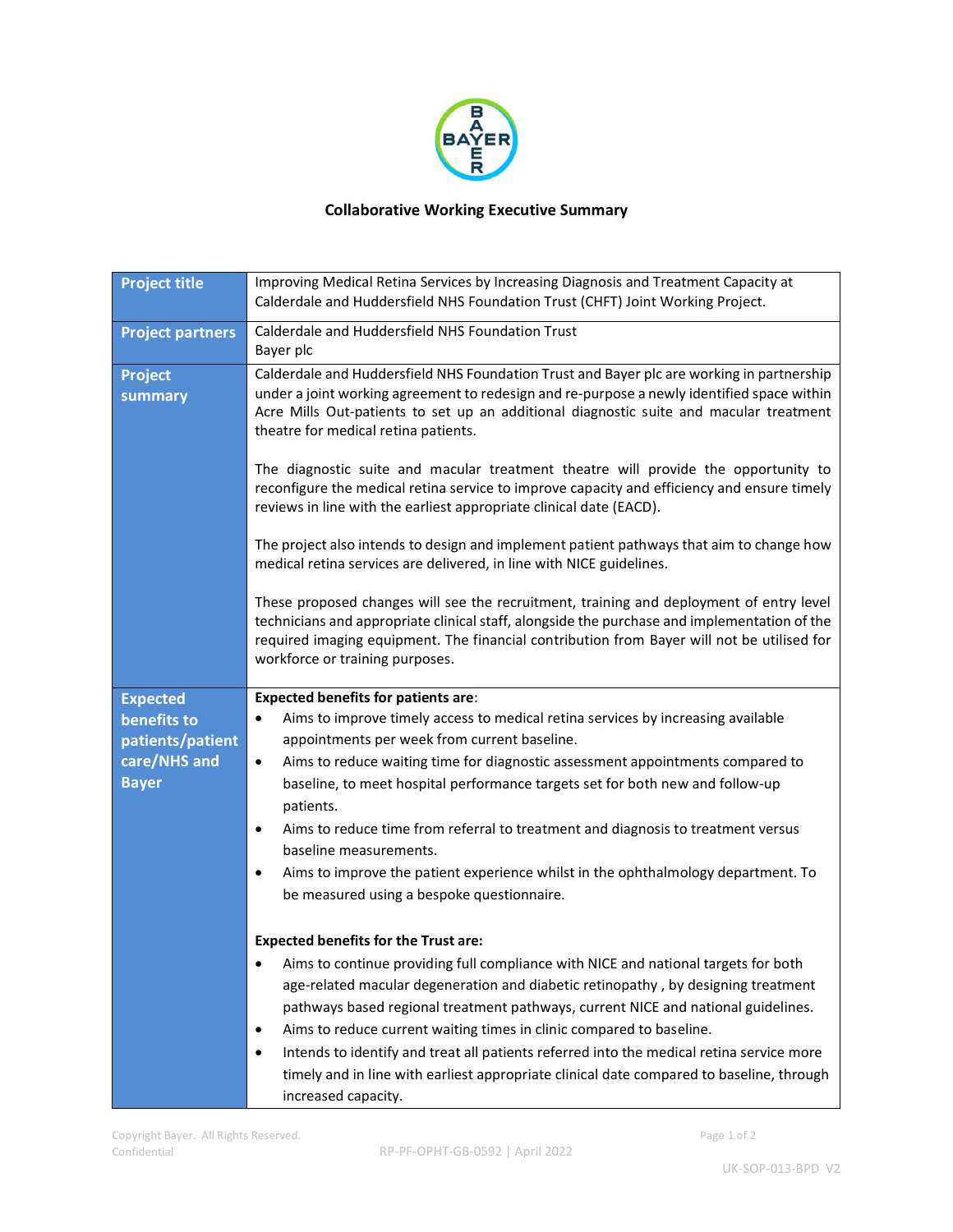**Collaborative Working Executive Summary**

| | |
|---|---|
| **Project title** | Improving Medical Retina Services by Increasing Diagnosis and Treatment Capacity at Calderdale and Huddersfield NHS Foundation Trust (CHFT) Joint Working Project. |
| **Project partners** | Calderdale and Huddersfield NHS Foundation Trust<br>Bayer plc |
| **Project summary** | Calderdale and Huddersfield NHS Foundation Trust and Bayer plc are working in partnership under a joint working agreement to redesign and re-purpose a newly identified space within Acre Mills Out-patients to set up an additional diagnostic suite and macular treatment theatre for medical retina patients.<br><br>The diagnostic suite and macular treatment theatre will provide the opportunity to reconfigure the medical retina service to improve capacity and efficiency and ensure timely reviews in line with the earliest appropriate clinical date (EACD).<br><br>The project also intends to design and implement patient pathways that aim to change how medical retina services are delivered, in line with NICE guidelines.<br><br>These proposed changes will see the recruitment, training and deployment of entry level technicians and appropriate clinical staff, alongside the purchase and implementation of the required imaging equipment. The financial contribution from Bayer will not be utilised for workforce or training purposes. |
| **Expected benefits to patients/patient care/NHS and Bayer** | **Expected benefits for patients are**:<br>• Aims to improve timely access to medical retina services by increasing available appointments per week from current baseline.<br>• Aims to reduce waiting time for diagnostic assessment appointments compared to baseline, to meet hospital performance targets set for both new and follow-up patients.<br>• Aims to reduce time from referral to treatment and diagnosis to treatment versus baseline measurements.<br>• Aims to improve the patient experience whilst in the ophthalmology department. To be measured using a bespoke questionnaire.<br><br>**Expected benefits for the Trust are:**<br>• Aims to continue providing full compliance with NICE and national targets for both age-related macular degeneration and diabetic retinopathy , by designing treatment pathways based regional treatment pathways, current NICE and national guidelines.<br>• Aims to reduce current waiting times in clinic compared to baseline.<br>• Intends to identify and treat all patients referred into the medical retina service more timely and in line with earliest appropriate clinical date compared to baseline, through increased capacity. |

Copyright Bayer. All Rights Reserved.
Confidential

RP-PF-OPHT-GB-0592 | April 2022

UK-SOP-013-BPD V2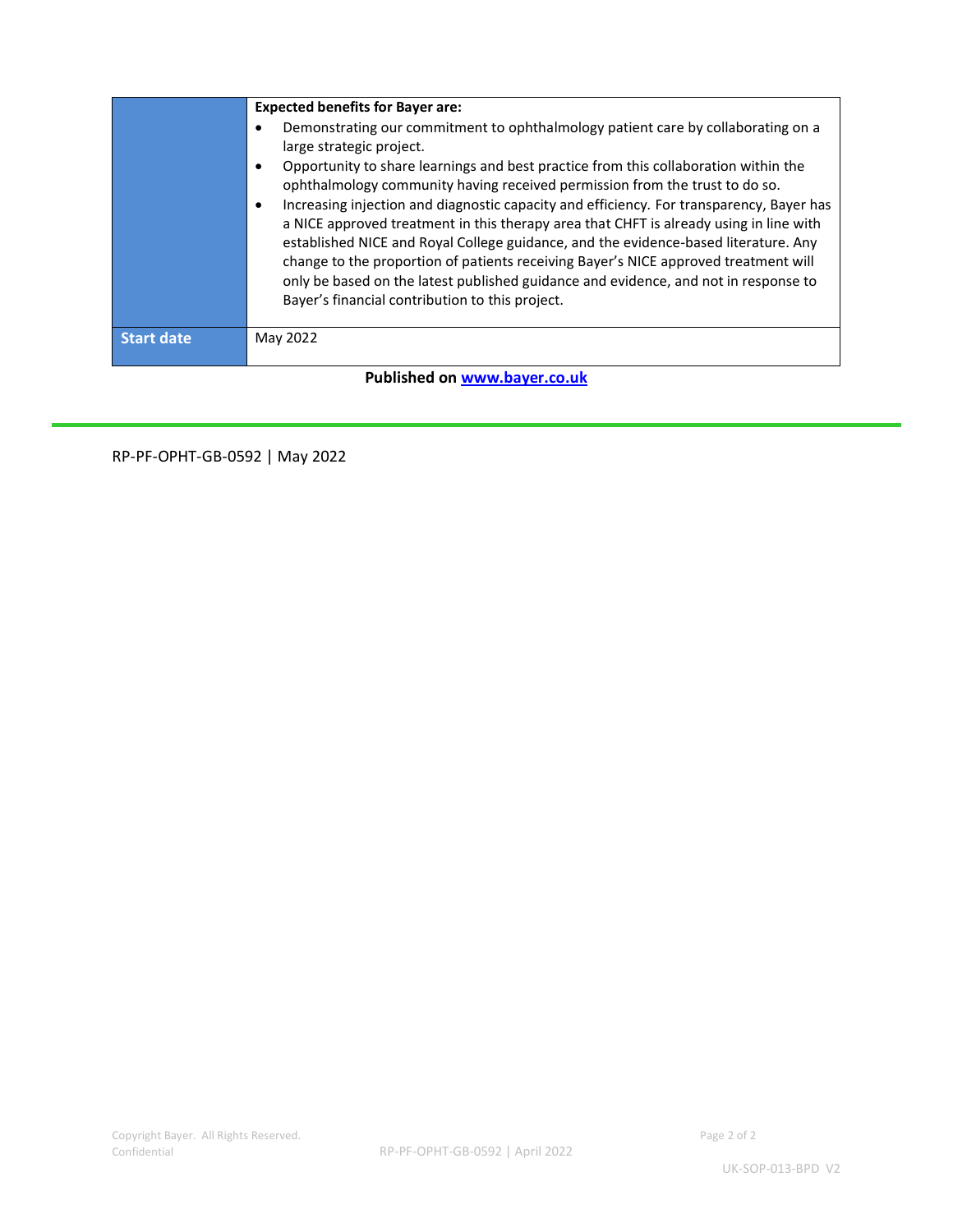| | |
|---|---|
| | **Expected benefits for Bayer are:**<br>• Demonstrating our commitment to ophthalmology patient care by collaborating on a large strategic project.<br>• Opportunity to share learnings and best practice from this collaboration within the ophthalmology community having received permission from the trust to do so.<br>• Increasing injection and diagnostic capacity and efficiency. For transparency, Bayer has a NICE approved treatment in this therapy area that CHFT is already using in line with established NICE and Royal College guidance, and the evidence-based literature. Any change to the proportion of patients receiving Bayer's NICE approved treatment will only be based on the latest published guidance and evidence, and not in response to Bayer's financial contribution to this project. |
| **Start date** | May 2022 |

**Published on [www.bayer.co.uk](www.bayer.co.uk)**

RP-PF-OPHT-GB-0592 | May 2022